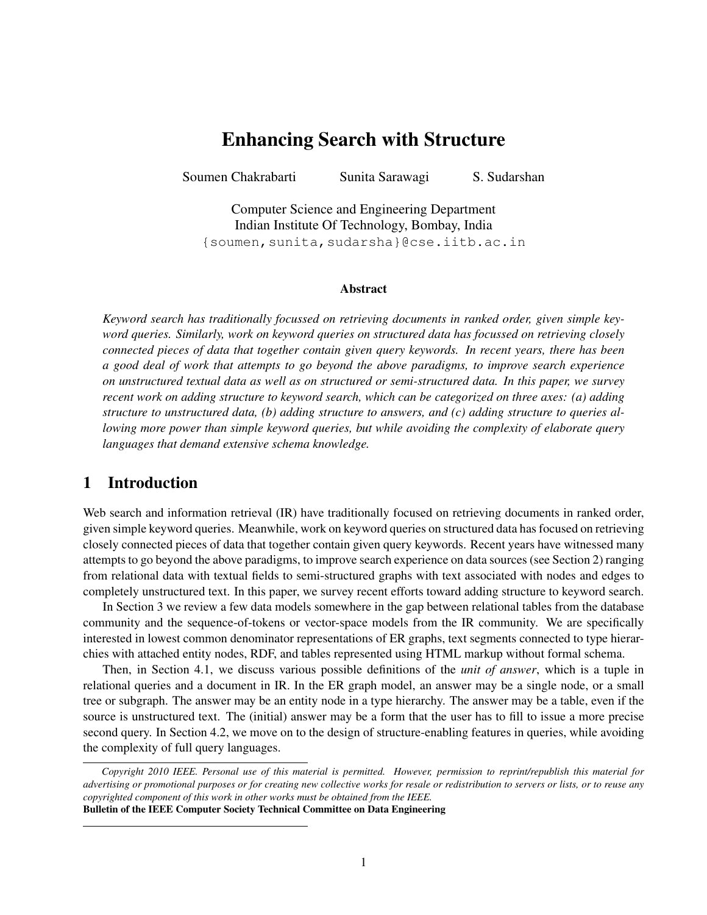# Enhancing Search with Structure

Soumen Chakrabarti Sunita Sarawagi S. Sudarshan

Computer Science and Engineering Department
Indian Institute Of Technology, Bombay, India
{soumen,sunita,sudarsha}@cse.iitb.ac.in

### Abstract

*Keyword search has traditionally focussed on retrieving documents in ranked order, given simple keyword queries. Similarly, work on keyword queries on structured data has focussed on retrieving closely connected pieces of data that together contain given query keywords. In recent years, there has been a good deal of work that attempts to go beyond the above paradigms, to improve search experience on unstructured textual data as well as on structured or semi-structured data. In this paper, we survey recent work on adding structure to keyword search, which can be categorized on three axes: (a) adding structure to unstructured data, (b) adding structure to answers, and (c) adding structure to queries allowing more power than simple keyword queries, but while avoiding the complexity of elaborate query languages that demand extensive schema knowledge.*

## 1 Introduction

Web search and information retrieval (IR) have traditionally focused on retrieving documents in ranked order, given simple keyword queries. Meanwhile, work on keyword queries on structured data has focused on retrieving closely connected pieces of data that together contain given query keywords. Recent years have witnessed many attempts to go beyond the above paradigms, to improve search experience on data sources (see Section 2) ranging from relational data with textual fields to semi-structured graphs with text associated with nodes and edges to completely unstructured text. In this paper, we survey recent efforts toward adding structure to keyword search.

In Section 3 we review a few data models somewhere in the gap between relational tables from the database community and the sequence-of-tokens or vector-space models from the IR community. We are specifically interested in lowest common denominator representations of ER graphs, text segments connected to type hierarchies with attached entity nodes, RDF, and tables represented using HTML markup without formal schema.

Then, in Section 4.1, we discuss various possible definitions of the *unit of answer*, which is a tuple in relational queries and a document in IR. In the ER graph model, an answer may be a single node, or a small tree or subgraph. The answer may be an entity node in a type hierarchy. The answer may be a table, even if the source is unstructured text. The (initial) answer may be a form that the user has to fill to issue a more precise second query. In Section 4.2, we move on to the design of structure-enabling features in queries, while avoiding the complexity of full query languages.

---

*Copyright 2010 IEEE. Personal use of this material is permitted. However, permission to reprint/republish this material for advertising or promotional purposes or for creating new collective works for resale or redistribution to servers or lists, or to reuse any copyrighted component of this work in other works must be obtained from the IEEE.*
**Bulletin of the IEEE Computer Society Technical Committee on Data Engineering**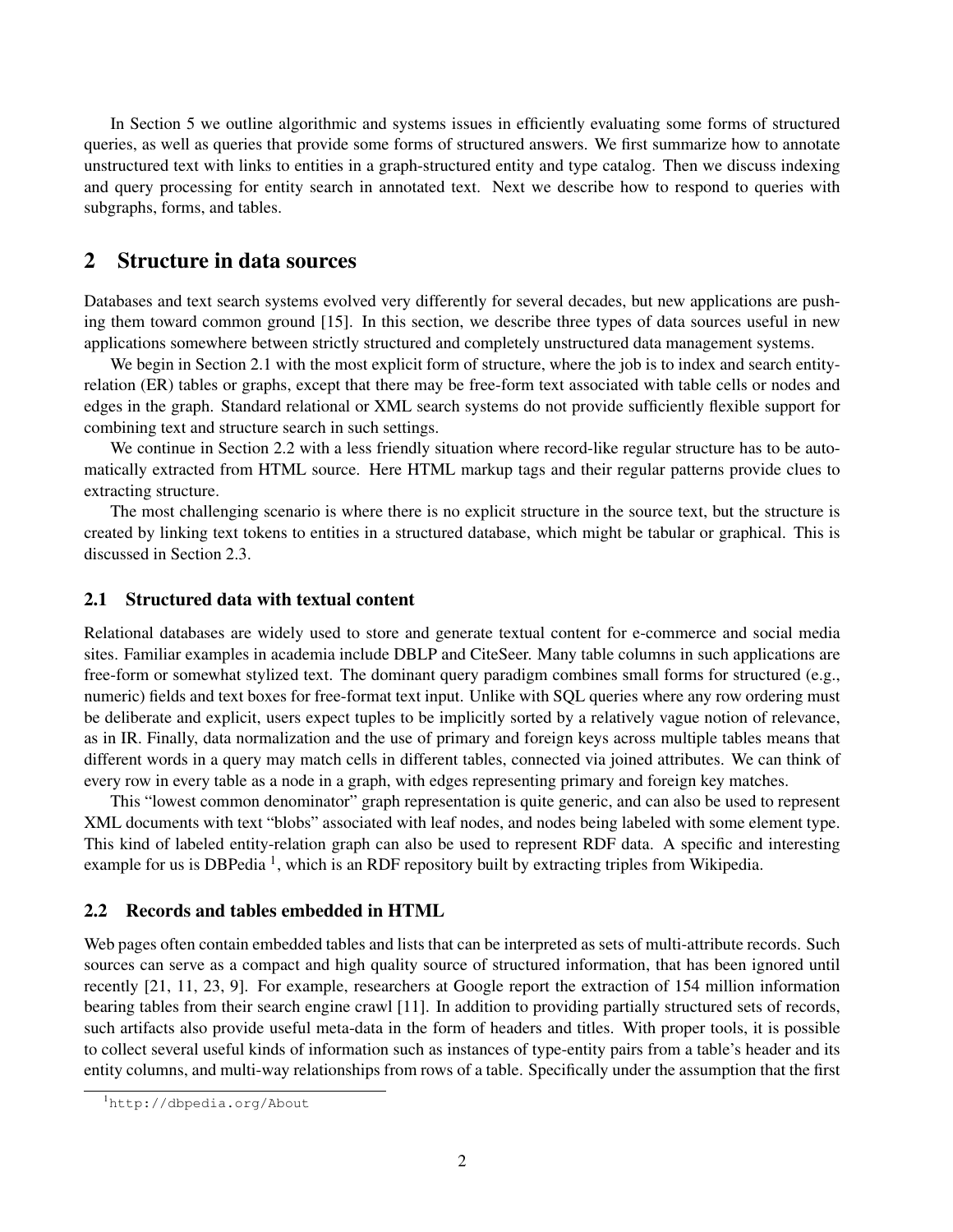In Section 5 we outline algorithmic and systems issues in efficiently evaluating some forms of structured queries, as well as queries that provide some forms of structured answers. We first summarize how to annotate unstructured text with links to entities in a graph-structured entity and type catalog. Then we discuss indexing and query processing for entity search in annotated text. Next we describe how to respond to queries with subgraphs, forms, and tables.

## 2 Structure in data sources

Databases and text search systems evolved very differently for several decades, but new applications are pushing them toward common ground [15]. In this section, we describe three types of data sources useful in new applications somewhere between strictly structured and completely unstructured data management systems.

We begin in Section 2.1 with the most explicit form of structure, where the job is to index and search entity-relation (ER) tables or graphs, except that there may be free-form text associated with table cells or nodes and edges in the graph. Standard relational or XML search systems do not provide sufficiently flexible support for combining text and structure search in such settings.

We continue in Section 2.2 with a less friendly situation where record-like regular structure has to be automatically extracted from HTML source. Here HTML markup tags and their regular patterns provide clues to extracting structure.

The most challenging scenario is where there is no explicit structure in the source text, but the structure is created by linking text tokens to entities in a structured database, which might be tabular or graphical. This is discussed in Section 2.3.

### 2.1 Structured data with textual content

Relational databases are widely used to store and generate textual content for e-commerce and social media sites. Familiar examples in academia include DBLP and CiteSeer. Many table columns in such applications are free-form or somewhat stylized text. The dominant query paradigm combines small forms for structured (e.g., numeric) fields and text boxes for free-format text input. Unlike with SQL queries where any row ordering must be deliberate and explicit, users expect tuples to be implicitly sorted by a relatively vague notion of relevance, as in IR. Finally, data normalization and the use of primary and foreign keys across multiple tables means that different words in a query may match cells in different tables, connected via joined attributes. We can think of every row in every table as a node in a graph, with edges representing primary and foreign key matches.

This "lowest common denominator" graph representation is quite generic, and can also be used to represent XML documents with text "blobs" associated with leaf nodes, and nodes being labeled with some element type. This kind of labeled entity-relation graph can also be used to represent RDF data. A specific and interesting example for us is DBPedia [1], which is an RDF repository built by extracting triples from Wikipedia.

### 2.2 Records and tables embedded in HTML

Web pages often contain embedded tables and lists that can be interpreted as sets of multi-attribute records. Such sources can serve as a compact and high quality source of structured information, that has been ignored until recently [21, 11, 23, 9]. For example, researchers at Google report the extraction of 154 million information bearing tables from their search engine crawl [11]. In addition to providing partially structured sets of records, such artifacts also provide useful meta-data in the form of headers and titles. With proper tools, it is possible to collect several useful kinds of information such as instances of type-entity pairs from a table's header and its entity columns, and multi-way relationships from rows of a table. Specifically under the assumption that the first

[1] http://dbpedia.org/About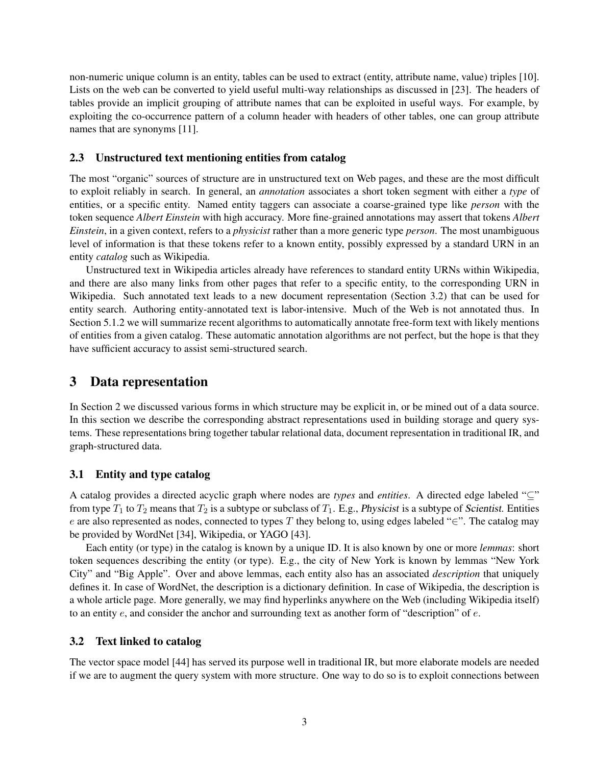non-numeric unique column is an entity, tables can be used to extract (entity, attribute name, value) triples [10]. Lists on the web can be converted to yield useful multi-way relationships as discussed in [23]. The headers of tables provide an implicit grouping of attribute names that can be exploited in useful ways. For example, by exploiting the co-occurrence pattern of a column header with headers of other tables, one can group attribute names that are synonyms [11].

### 2.3 Unstructured text mentioning entities from catalog

The most "organic" sources of structure are in unstructured text on Web pages, and these are the most difficult to exploit reliably in search. In general, an *annotation* associates a short token segment with either a *type* of entities, or a specific entity. Named entity taggers can associate a coarse-grained type like *person* with the token sequence *Albert Einstein* with high accuracy. More fine-grained annotations may assert that tokens *Albert Einstein*, in a given context, refers to a *physicist* rather than a more generic type *person*. The most unambiguous level of information is that these tokens refer to a known entity, possibly expressed by a standard URN in an entity *catalog* such as Wikipedia.

Unstructured text in Wikipedia articles already have references to standard entity URNs within Wikipedia, and there are also many links from other pages that refer to a specific entity, to the corresponding URN in Wikipedia. Such annotated text leads to a new document representation (Section 3.2) that can be used for entity search. Authoring entity-annotated text is labor-intensive. Much of the Web is not annotated thus. In Section 5.1.2 we will summarize recent algorithms to automatically annotate free-form text with likely mentions of entities from a given catalog. These automatic annotation algorithms are not perfect, but the hope is that they have sufficient accuracy to assist semi-structured search.

## 3 Data representation

In Section 2 we discussed various forms in which structure may be explicit in, or be mined out of a data source. In this section we describe the corresponding abstract representations used in building storage and query systems. These representations bring together tabular relational data, document representation in traditional IR, and graph-structured data.

### 3.1 Entity and type catalog

A catalog provides a directed acyclic graph where nodes are *types* and *entities*. A directed edge labeled "$\subseteq$" from type $T_1$ to $T_2$ means that $T_2$ is a subtype or subclass of $T_1$. E.g., *Physicist* is a subtype of *Scientist*. Entities $e$ are also represented as nodes, connected to types $T$ they belong to, using edges labeled "$\in$". The catalog may be provided by WordNet [34], Wikipedia, or YAGO [43].

Each entity (or type) in the catalog is known by a unique ID. It is also known by one or more *lemmas*: short token sequences describing the entity (or type). E.g., the city of New York is known by lemmas "New York City" and "Big Apple". Over and above lemmas, each entity also has an associated *description* that uniquely defines it. In case of WordNet, the description is a dictionary definition. In case of Wikipedia, the description is a whole article page. More generally, we may find hyperlinks anywhere on the Web (including Wikipedia itself) to an entity $e$, and consider the anchor and surrounding text as another form of "description" of $e$.

### 3.2 Text linked to catalog

The vector space model [44] has served its purpose well in traditional IR, but more elaborate models are needed if we are to augment the query system with more structure. One way to do so is to exploit connections between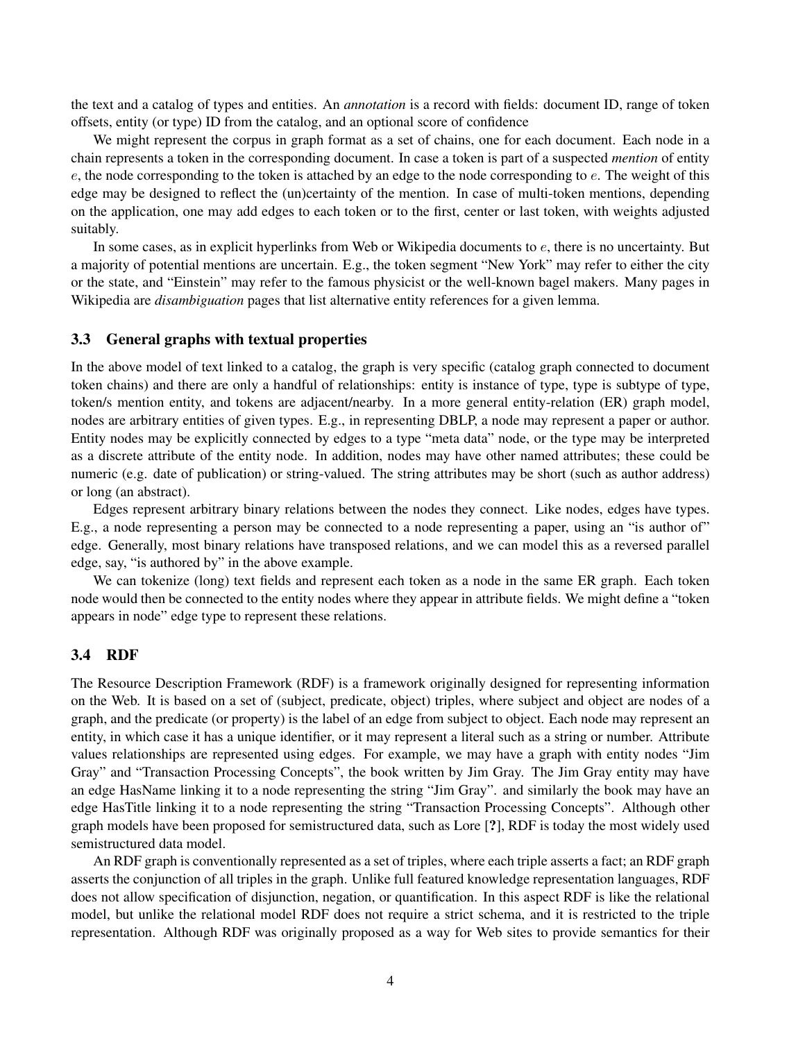the text and a catalog of types and entities. An *annotation* is a record with fields: document ID, range of token offsets, entity (or type) ID from the catalog, and an optional score of confidence

We might represent the corpus in graph format as a set of chains, one for each document. Each node in a chain represents a token in the corresponding document. In case a token is part of a suspected *mention* of entity $e$, the node corresponding to the token is attached by an edge to the node corresponding to $e$. The weight of this edge may be designed to reflect the (un)certainty of the mention. In case of multi-token mentions, depending on the application, one may add edges to each token or to the first, center or last token, with weights adjusted suitably.

In some cases, as in explicit hyperlinks from Web or Wikipedia documents to $e$, there is no uncertainty. But a majority of potential mentions are uncertain. E.g., the token segment "New York" may refer to either the city or the state, and "Einstein" may refer to the famous physicist or the well-known bagel makers. Many pages in Wikipedia are *disambiguation* pages that list alternative entity references for a given lemma.

### 3.3 General graphs with textual properties

In the above model of text linked to a catalog, the graph is very specific (catalog graph connected to document token chains) and there are only a handful of relationships: entity is instance of type, type is subtype of type, token/s mention entity, and tokens are adjacent/nearby. In a more general entity-relation (ER) graph model, nodes are arbitrary entities of given types. E.g., in representing DBLP, a node may represent a paper or author. Entity nodes may be explicitly connected by edges to a type "meta data" node, or the type may be interpreted as a discrete attribute of the entity node. In addition, nodes may have other named attributes; these could be numeric (e.g. date of publication) or string-valued. The string attributes may be short (such as author address) or long (an abstract).

Edges represent arbitrary binary relations between the nodes they connect. Like nodes, edges have types. E.g., a node representing a person may be connected to a node representing a paper, using an "is author of" edge. Generally, most binary relations have transposed relations, and we can model this as a reversed parallel edge, say, "is authored by" in the above example.

We can tokenize (long) text fields and represent each token as a node in the same ER graph. Each token node would then be connected to the entity nodes where they appear in attribute fields. We might define a "token appears in node" edge type to represent these relations.

### 3.4 RDF

The Resource Description Framework (RDF) is a framework originally designed for representing information on the Web. It is based on a set of (subject, predicate, object) triples, where subject and object are nodes of a graph, and the predicate (or property) is the label of an edge from subject to object. Each node may represent an entity, in which case it has a unique identifier, or it may represent a literal such as a string or number. Attribute values relationships are represented using edges. For example, we may have a graph with entity nodes "Jim Gray" and "Transaction Processing Concepts", the book written by Jim Gray. The Jim Gray entity may have an edge HasName linking it to a node representing the string "Jim Gray". and similarly the book may have an edge HasTitle linking it to a node representing the string "Transaction Processing Concepts". Although other graph models have been proposed for semistructured data, such as Lore [**?**], RDF is today the most widely used semistructured data model.

An RDF graph is conventionally represented as a set of triples, where each triple asserts a fact; an RDF graph asserts the conjunction of all triples in the graph. Unlike full featured knowledge representation languages, RDF does not allow specification of disjunction, negation, or quantification. In this aspect RDF is like the relational model, but unlike the relational model RDF does not require a strict schema, and it is restricted to the triple representation. Although RDF was originally proposed as a way for Web sites to provide semantics for their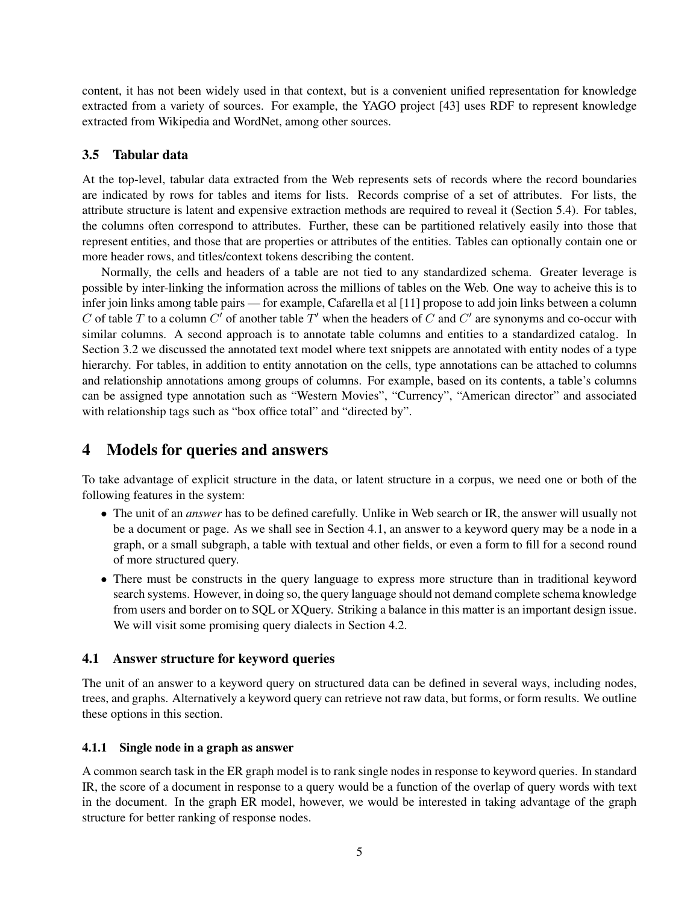content, it has not been widely used in that context, but is a convenient unified representation for knowledge extracted from a variety of sources. For example, the YAGO project [43] uses RDF to represent knowledge extracted from Wikipedia and WordNet, among other sources.

### 3.5 Tabular data

At the top-level, tabular data extracted from the Web represents sets of records where the record boundaries are indicated by rows for tables and items for lists. Records comprise of a set of attributes. For lists, the attribute structure is latent and expensive extraction methods are required to reveal it (Section 5.4). For tables, the columns often correspond to attributes. Further, these can be partitioned relatively easily into those that represent entities, and those that are properties or attributes of the entities. Tables can optionally contain one or more header rows, and titles/context tokens describing the content.

Normally, the cells and headers of a table are not tied to any standardized schema. Greater leverage is possible by inter-linking the information across the millions of tables on the Web. One way to acheive this is to infer join links among table pairs — for example, Cafarella et al [11] propose to add join links between a column $C$ of table $T$ to a column $C'$ of another table $T'$ when the headers of $C$ and $C'$ are synonyms and co-occur with similar columns. A second approach is to annotate table columns and entities to a standardized catalog. In Section 3.2 we discussed the annotated text model where text snippets are annotated with entity nodes of a type hierarchy. For tables, in addition to entity annotation on the cells, type annotations can be attached to columns and relationship annotations among groups of columns. For example, based on its contents, a table's columns can be assigned type annotation such as "Western Movies", "Currency", "American director" and associated with relationship tags such as "box office total" and "directed by".

## 4 Models for queries and answers

To take advantage of explicit structure in the data, or latent structure in a corpus, we need one or both of the following features in the system:

- The unit of an *answer* has to be defined carefully. Unlike in Web search or IR, the answer will usually not be a document or page. As we shall see in Section 4.1, an answer to a keyword query may be a node in a graph, or a small subgraph, a table with textual and other fields, or even a form to fill for a second round of more structured query.
- There must be constructs in the query language to express more structure than in traditional keyword search systems. However, in doing so, the query language should not demand complete schema knowledge from users and border on to SQL or XQuery. Striking a balance in this matter is an important design issue. We will visit some promising query dialects in Section 4.2.

### 4.1 Answer structure for keyword queries

The unit of an answer to a keyword query on structured data can be defined in several ways, including nodes, trees, and graphs. Alternatively a keyword query can retrieve not raw data, but forms, or form results. We outline these options in this section.

#### 4.1.1 Single node in a graph as answer

A common search task in the ER graph model is to rank single nodes in response to keyword queries. In standard IR, the score of a document in response to a query would be a function of the overlap of query words with text in the document. In the graph ER model, however, we would be interested in taking advantage of the graph structure for better ranking of response nodes.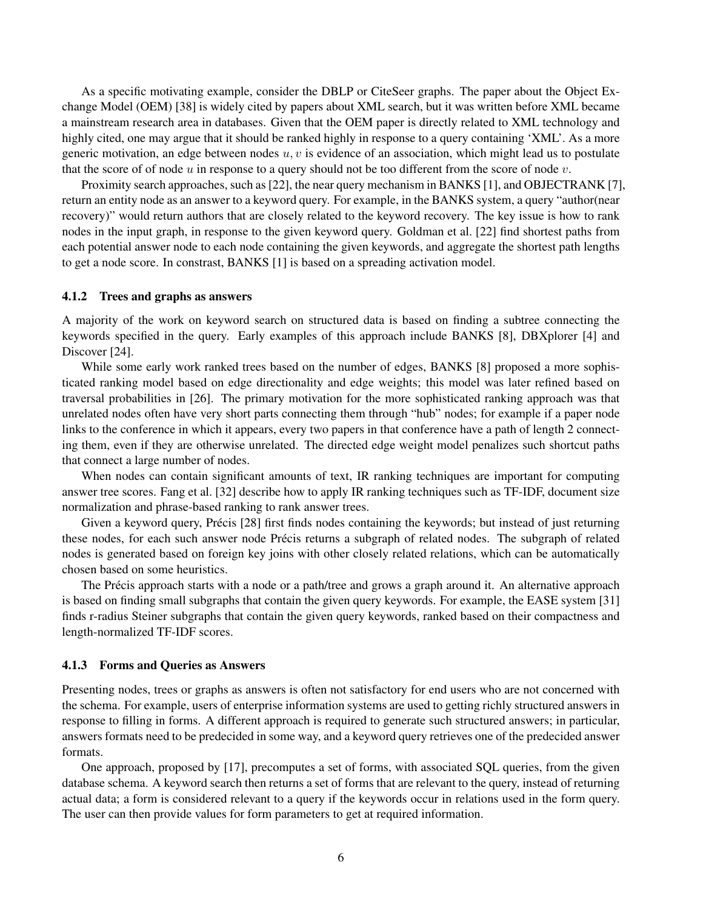As a specific motivating example, consider the DBLP or CiteSeer graphs. The paper about the Object Exchange Model (OEM) [38] is widely cited by papers about XML search, but it was written before XML became a mainstream research area in databases. Given that the OEM paper is directly related to XML technology and highly cited, one may argue that it should be ranked highly in response to a query containing 'XML'. As a more generic motivation, an edge between nodes $u, v$ is evidence of an association, which might lead us to postulate that the score of of node $u$ in response to a query should not be too different from the score of node $v$.

Proximity search approaches, such as [22], the near query mechanism in BANKS [1], and OBJECTRANK [7], return an entity node as an answer to a keyword query. For example, in the BANKS system, a query "author(near recovery)" would return authors that are closely related to the keyword recovery. The key issue is how to rank nodes in the input graph, in response to the given keyword query. Goldman et al. [22] find shortest paths from each potential answer node to each node containing the given keywords, and aggregate the shortest path lengths to get a node score. In constrast, BANKS [1] is based on a spreading activation model.

### 4.1.2 Trees and graphs as answers

A majority of the work on keyword search on structured data is based on finding a subtree connecting the keywords specified in the query. Early examples of this approach include BANKS [8], DBXplorer [4] and Discover [24].

While some early work ranked trees based on the number of edges, BANKS [8] proposed a more sophisticated ranking model based on edge directionality and edge weights; this model was later refined based on traversal probabilities in [26]. The primary motivation for the more sophisticated ranking approach was that unrelated nodes often have very short parts connecting them through "hub" nodes; for example if a paper node links to the conference in which it appears, every two papers in that conference have a path of length 2 connecting them, even if they are otherwise unrelated. The directed edge weight model penalizes such shortcut paths that connect a large number of nodes.

When nodes can contain significant amounts of text, IR ranking techniques are important for computing answer tree scores. Fang et al. [32] describe how to apply IR ranking techniques such as TF-IDF, document size normalization and phrase-based ranking to rank answer trees.

Given a keyword query, Précis [28] first finds nodes containing the keywords; but instead of just returning these nodes, for each such answer node Précis returns a subgraph of related nodes. The subgraph of related nodes is generated based on foreign key joins with other closely related relations, which can be automatically chosen based on some heuristics.

The Précis approach starts with a node or a path/tree and grows a graph around it. An alternative approach is based on finding small subgraphs that contain the given query keywords. For example, the EASE system [31] finds r-radius Steiner subgraphs that contain the given query keywords, ranked based on their compactness and length-normalized TF-IDF scores.

### 4.1.3 Forms and Queries as Answers

Presenting nodes, trees or graphs as answers is often not satisfactory for end users who are not concerned with the schema. For example, users of enterprise information systems are used to getting richly structured answers in response to filling in forms. A different approach is required to generate such structured answers; in particular, answers formats need to be predecided in some way, and a keyword query retrieves one of the predecided answer formats.

One approach, proposed by [17], precomputes a set of forms, with associated SQL queries, from the given database schema. A keyword search then returns a set of forms that are relevant to the query, instead of returning actual data; a form is considered relevant to a query if the keywords occur in relations used in the form query. The user can then provide values for form parameters to get at required information.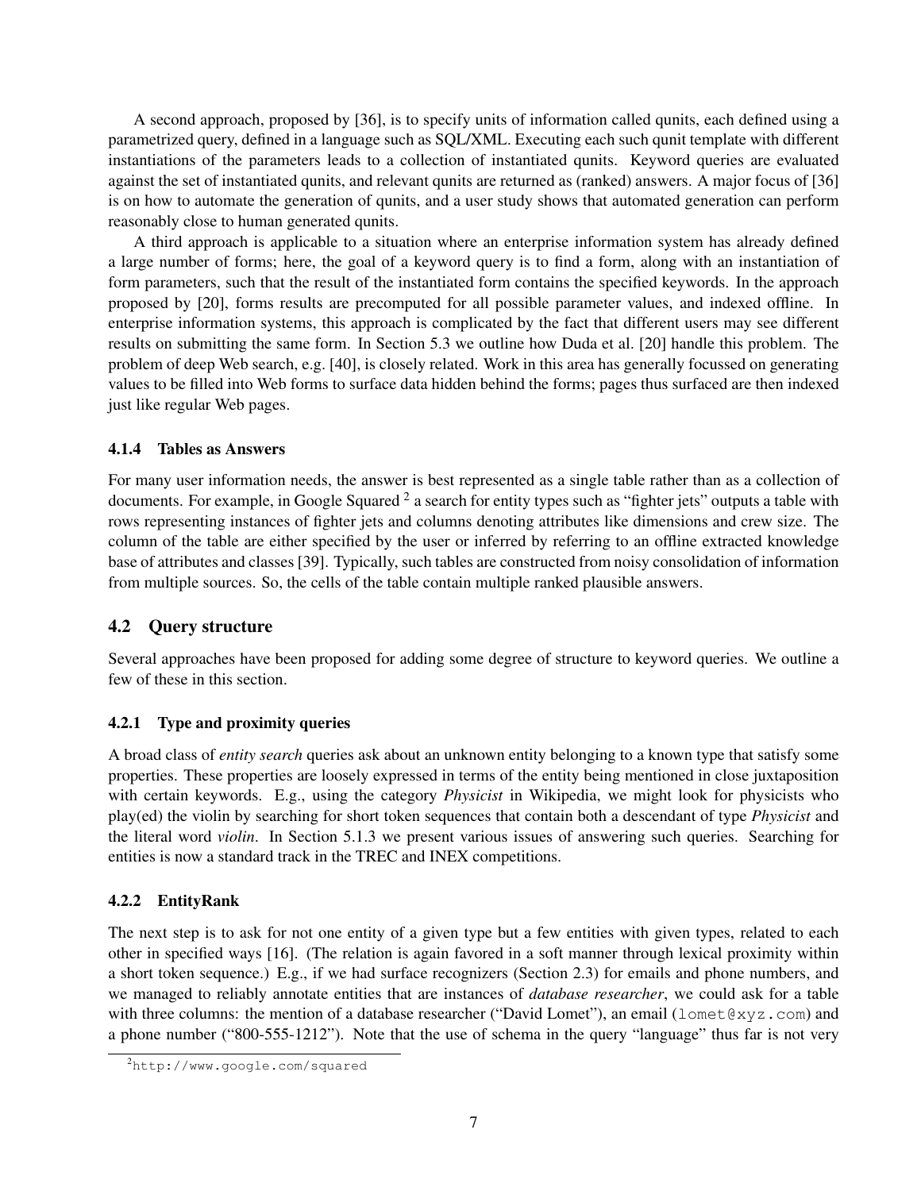A second approach, proposed by [36], is to specify units of information called qunits, each defined using a parametrized query, defined in a language such as SQL/XML. Executing each such qunit template with different instantiations of the parameters leads to a collection of instantiated qunits. Keyword queries are evaluated against the set of instantiated qunits, and relevant qunits are returned as (ranked) answers. A major focus of [36] is on how to automate the generation of qunits, and a user study shows that automated generation can perform reasonably close to human generated qunits.

A third approach is applicable to a situation where an enterprise information system has already defined a large number of forms; here, the goal of a keyword query is to find a form, along with an instantiation of form parameters, such that the result of the instantiated form contains the specified keywords. In the approach proposed by [20], forms results are precomputed for all possible parameter values, and indexed offline. In enterprise information systems, this approach is complicated by the fact that different users may see different results on submitting the same form. In Section 5.3 we outline how Duda et al. [20] handle this problem. The problem of deep Web search, e.g. [40], is closely related. Work in this area has generally focussed on generating values to be filled into Web forms to surface data hidden behind the forms; pages thus surfaced are then indexed just like regular Web pages.

#### 4.1.4 Tables as Answers

For many user information needs, the answer is best represented as a single table rather than as a collection of documents. For example, in Google Squared [2] a search for entity types such as "fighter jets" outputs a table with rows representing instances of fighter jets and columns denoting attributes like dimensions and crew size. The column of the table are either specified by the user or inferred by referring to an offline extracted knowledge base of attributes and classes [39]. Typically, such tables are constructed from noisy consolidation of information from multiple sources. So, the cells of the table contain multiple ranked plausible answers.

### 4.2 Query structure

Several approaches have been proposed for adding some degree of structure to keyword queries. We outline a few of these in this section.

#### 4.2.1 Type and proximity queries

A broad class of *entity search* queries ask about an unknown entity belonging to a known type that satisfy some properties. These properties are loosely expressed in terms of the entity being mentioned in close juxtaposition with certain keywords. E.g., using the category *Physicist* in Wikipedia, we might look for physicists who play(ed) the violin by searching for short token sequences that contain both a descendant of type *Physicist* and the literal word *violin*. In Section 5.1.3 we present various issues of answering such queries. Searching for entities is now a standard track in the TREC and INEX competitions.

#### 4.2.2 EntityRank

The next step is to ask for not one entity of a given type but a few entities with given types, related to each other in specified ways [16]. (The relation is again favored in a soft manner through lexical proximity within a short token sequence.) E.g., if we had surface recognizers (Section 2.3) for emails and phone numbers, and we managed to reliably annotate entities that are instances of *database researcher*, we could ask for a table with three columns: the mention of a database researcher ("David Lomet"), an email (`lomet@xyz.com`) and a phone number ("800-555-1212"). Note that the use of schema in the query "language" thus far is not very

[2] `http://www.google.com/squared`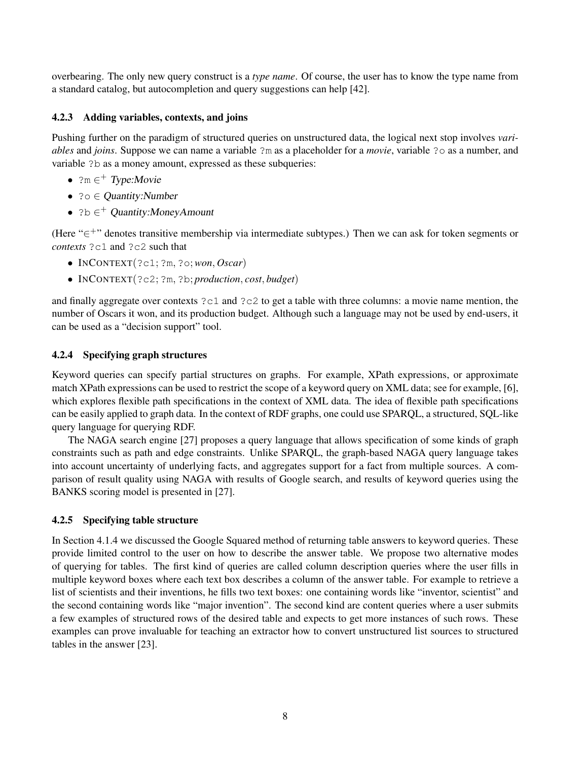overbearing. The only new query construct is a *type name*. Of course, the user has to know the type name from a standard catalog, but autocompletion and query suggestions can help [42].

### 4.2.3 Adding variables, contexts, and joins

Pushing further on the paradigm of structured queries on unstructured data, the logical next stop involves *variables* and *joins*. Suppose we can name a variable `?m` as a placeholder for a *movie*, variable `?o` as a number, and variable `?b` as a money amount, expressed as these subqueries:

- `?m` $\in^+$ *Type:Movie*
- `?o` $\in$ *Quantity:Number*
- `?b` $\in^+$ *Quantity:MoneyAmount*

(Here "$\in^+$" denotes transitive membership via intermediate subtypes.) Then we can ask for token segments or *contexts* `?c1` and `?c2` such that

- INCONTEXT(`?c1`; `?m`, `?o`; *won*, *Oscar*)
- INCONTEXT(`?c2`; `?m`, `?b`; *production*, *cost*, *budget*)

and finally aggregate over contexts `?c1` and `?c2` to get a table with three columns: a movie name mention, the number of Oscars it won, and its production budget. Although such a language may not be used by end-users, it can be used as a "decision support" tool.

### 4.2.4 Specifying graph structures

Keyword queries can specify partial structures on graphs. For example, XPath expressions, or approximate match XPath expressions can be used to restrict the scope of a keyword query on XML data; see for example, [6], which explores flexible path specifications in the context of XML data. The idea of flexible path specifications can be easily applied to graph data. In the context of RDF graphs, one could use SPARQL, a structured, SQL-like query language for querying RDF.

The NAGA search engine [27] proposes a query language that allows specification of some kinds of graph constraints such as path and edge constraints. Unlike SPARQL, the graph-based NAGA query language takes into account uncertainty of underlying facts, and aggregates support for a fact from multiple sources. A comparison of result quality using NAGA with results of Google search, and results of keyword queries using the BANKS scoring model is presented in [27].

### 4.2.5 Specifying table structure

In Section 4.1.4 we discussed the Google Squared method of returning table answers to keyword queries. These provide limited control to the user on how to describe the answer table. We propose two alternative modes of querying for tables. The first kind of queries are called column description queries where the user fills in multiple keyword boxes where each text box describes a column of the answer table. For example to retrieve a list of scientists and their inventions, he fills two text boxes: one containing words like "inventor, scientist" and the second containing words like "major invention". The second kind are content queries where a user submits a few examples of structured rows of the desired table and expects to get more instances of such rows. These examples can prove invaluable for teaching an extractor how to convert unstructured list sources to structured tables in the answer [23].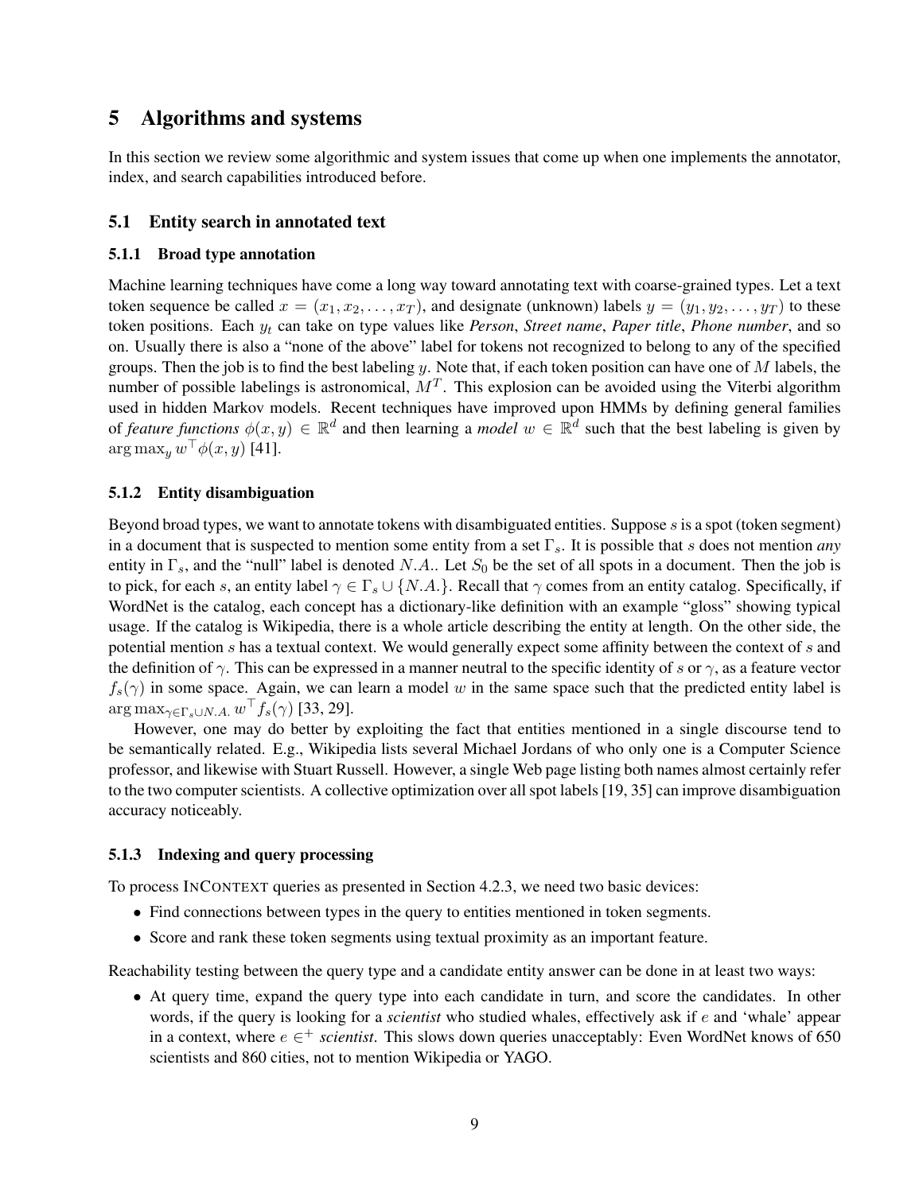# 5 Algorithms and systems

In this section we review some algorithmic and system issues that come up when one implements the annotator, index, and search capabilities introduced before.

## 5.1 Entity search in annotated text

### 5.1.1 Broad type annotation

Machine learning techniques have come a long way toward annotating text with coarse-grained types. Let a text token sequence be called $x = (x_1, x_2, \ldots, x_T)$, and designate (unknown) labels $y = (y_1, y_2, \ldots, y_T)$ to these token positions. Each $y_t$ can take on type values like *Person*, *Street name*, *Paper title*, *Phone number*, and so on. Usually there is also a "none of the above" label for tokens not recognized to belong to any of the specified groups. Then the job is to find the best labeling $y$. Note that, if each token position can have one of $M$ labels, the number of possible labelings is astronomical, $M^T$. This explosion can be avoided using the Viterbi algorithm used in hidden Markov models. Recent techniques have improved upon HMMs by defining general families of *feature functions* $\phi(x, y) \in \mathbb{R}^d$ and then learning a *model* $w \in \mathbb{R}^d$ such that the best labeling is given by $\arg\max_y w^\top \phi(x, y)$ [41].

### 5.1.2 Entity disambiguation

Beyond broad types, we want to annotate tokens with disambiguated entities. Suppose $s$ is a spot (token segment) in a document that is suspected to mention some entity from a set $\Gamma_s$. It is possible that $s$ does not mention *any* entity in $\Gamma_s$, and the "null" label is denoted $N.A.$. Let $S_0$ be the set of all spots in a document. Then the job is to pick, for each $s$, an entity label $\gamma \in \Gamma_s \cup \{N.A.\}$. Recall that $\gamma$ comes from an entity catalog. Specifically, if WordNet is the catalog, each concept has a dictionary-like definition with an example "gloss" showing typical usage. If the catalog is Wikipedia, there is a whole article describing the entity at length. On the other side, the potential mention $s$ has a textual context. We would generally expect some affinity between the context of $s$ and the definition of $\gamma$. This can be expressed in a manner neutral to the specific identity of $s$ or $\gamma$, as a feature vector $f_s(\gamma)$ in some space. Again, we can learn a model $w$ in the same space such that the predicted entity label is $\arg\max_{\gamma \in \Gamma_s \cup N.A.} w^\top f_s(\gamma)$ [33, 29].

However, one may do better by exploiting the fact that entities mentioned in a single discourse tend to be semantically related. E.g., Wikipedia lists several Michael Jordans of who only one is a Computer Science professor, and likewise with Stuart Russell. However, a single Web page listing both names almost certainly refer to the two computer scientists. A collective optimization over all spot labels [19, 35] can improve disambiguation accuracy noticeably.

### 5.1.3 Indexing and query processing

To process INCONTEXT queries as presented in Section 4.2.3, we need two basic devices:

- Find connections between types in the query to entities mentioned in token segments.
- Score and rank these token segments using textual proximity as an important feature.

Reachability testing between the query type and a candidate entity answer can be done in at least two ways:

- At query time, expand the query type into each candidate in turn, and score the candidates. In other words, if the query is looking for a *scientist* who studied whales, effectively ask if $e$ and 'whale' appear in a context, where $e \in^+$ *scientist*. This slows down queries unacceptably: Even WordNet knows of 650 scientists and 860 cities, not to mention Wikipedia or YAGO.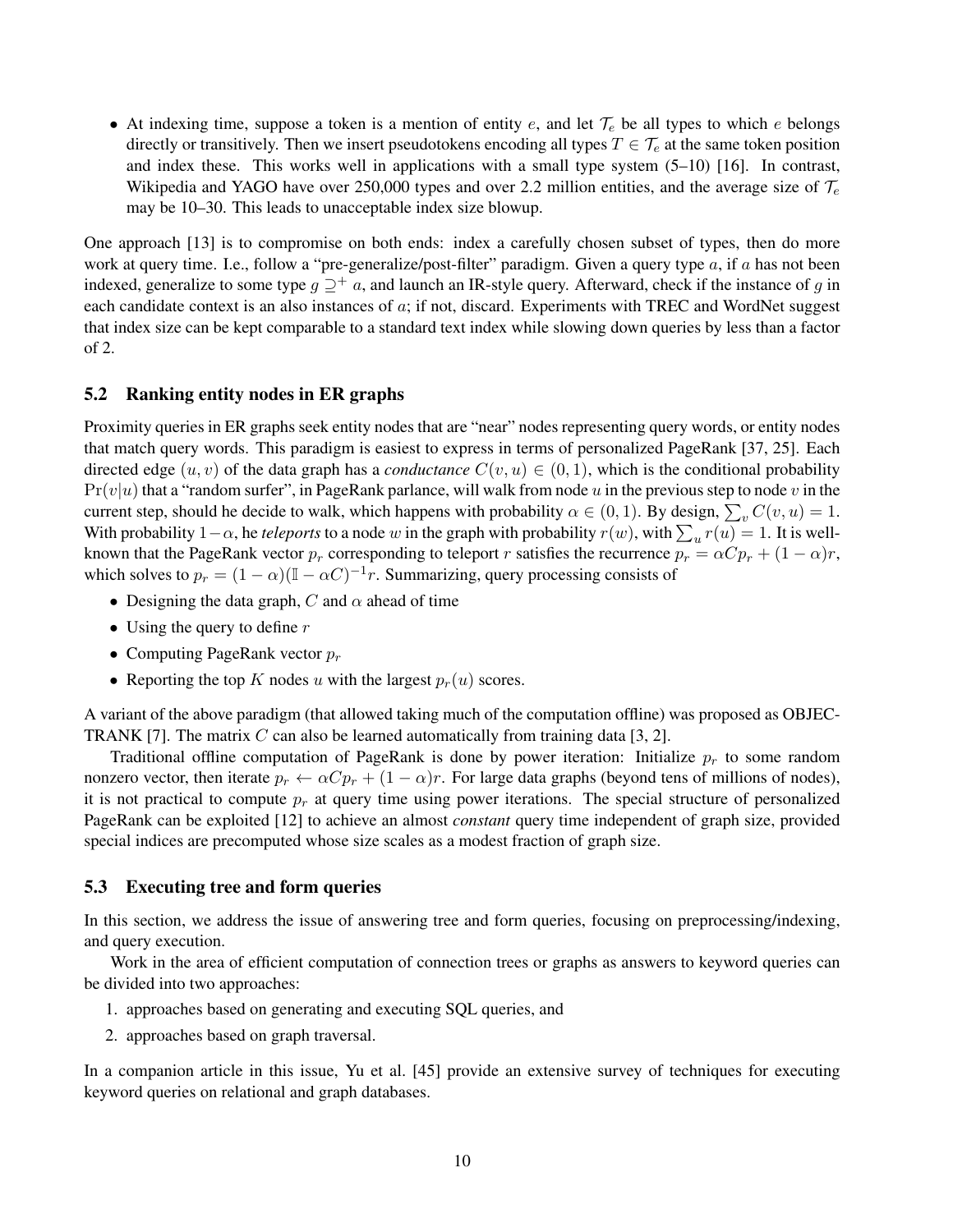- At indexing time, suppose a token is a mention of entity $e$, and let $\mathcal{T}_e$ be all types to which $e$ belongs directly or transitively. Then we insert pseudotokens encoding all types $T \in \mathcal{T}_e$ at the same token position and index these. This works well in applications with a small type system (5–10) [16]. In contrast, Wikipedia and YAGO have over 250,000 types and over 2.2 million entities, and the average size of $\mathcal{T}_e$ may be 10–30. This leads to unacceptable index size blowup.

One approach [13] is to compromise on both ends: index a carefully chosen subset of types, then do more work at query time. I.e., follow a "pre-generalize/post-filter" paradigm. Given a query type $a$, if $a$ has not been indexed, generalize to some type $g \supseteq^+ a$, and launch an IR-style query. Afterward, check if the instance of $g$ in each candidate context is an also instances of $a$; if not, discard. Experiments with TREC and WordNet suggest that index size can be kept comparable to a standard text index while slowing down queries by less than a factor of 2.

### 5.2 Ranking entity nodes in ER graphs

Proximity queries in ER graphs seek entity nodes that are "near" nodes representing query words, or entity nodes that match query words. This paradigm is easiest to express in terms of personalized PageRank [37, 25]. Each directed edge $(u, v)$ of the data graph has a *conductance* $C(v, u) \in (0, 1)$, which is the conditional probability $\Pr(v|u)$ that a "random surfer", in PageRank parlance, will walk from node $u$ in the previous step to node $v$ in the current step, should he decide to walk, which happens with probability $\alpha \in (0, 1)$. By design, $\sum_v C(v, u) = 1$. With probability $1-\alpha$, he *teleports* to a node $w$ in the graph with probability $r(w)$, with $\sum_u r(u) = 1$. It is well-known that the PageRank vector $p_r$ corresponding to teleport $r$ satisfies the recurrence $p_r = \alpha C p_r + (1-\alpha) r$, which solves to $p_r = (1-\alpha)(\mathbb{I} - \alpha C)^{-1} r$. Summarizing, query processing consists of

- Designing the data graph, $C$ and $\alpha$ ahead of time
- Using the query to define $r$
- Computing PageRank vector $p_r$
- Reporting the top $K$ nodes $u$ with the largest $p_r(u)$ scores.

A variant of the above paradigm (that allowed taking much of the computation offline) was proposed as OBJECTRANK [7]. The matrix $C$ can also be learned automatically from training data [3, 2].

Traditional offline computation of PageRank is done by power iteration: Initialize $p_r$ to some random nonzero vector, then iterate $p_r \leftarrow \alpha C p_r + (1-\alpha) r$. For large data graphs (beyond tens of millions of nodes), it is not practical to compute $p_r$ at query time using power iterations. The special structure of personalized PageRank can be exploited [12] to achieve an almost *constant* query time independent of graph size, provided special indices are precomputed whose size scales as a modest fraction of graph size.

### 5.3 Executing tree and form queries

In this section, we address the issue of answering tree and form queries, focusing on preprocessing/indexing, and query execution.

Work in the area of efficient computation of connection trees or graphs as answers to keyword queries can be divided into two approaches:

1. approaches based on generating and executing SQL queries, and
2. approaches based on graph traversal.

In a companion article in this issue, Yu et al. [45] provide an extensive survey of techniques for executing keyword queries on relational and graph databases.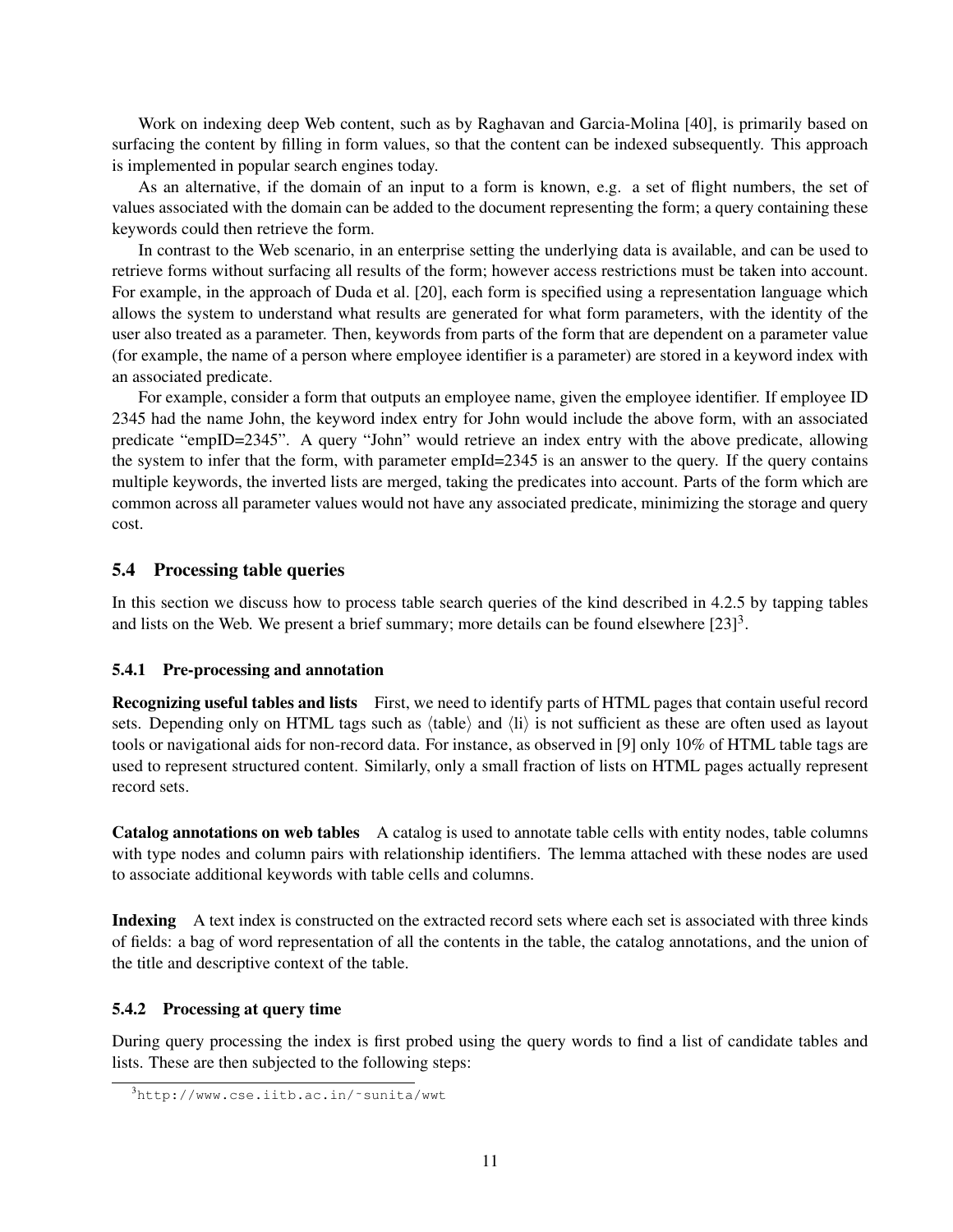Work on indexing deep Web content, such as by Raghavan and Garcia-Molina [40], is primarily based on surfacing the content by filling in form values, so that the content can be indexed subsequently. This approach is implemented in popular search engines today.

As an alternative, if the domain of an input to a form is known, e.g. a set of flight numbers, the set of values associated with the domain can be added to the document representing the form; a query containing these keywords could then retrieve the form.

In contrast to the Web scenario, in an enterprise setting the underlying data is available, and can be used to retrieve forms without surfacing all results of the form; however access restrictions must be taken into account. For example, in the approach of Duda et al. [20], each form is specified using a representation language which allows the system to understand what results are generated for what form parameters, with the identity of the user also treated as a parameter. Then, keywords from parts of the form that are dependent on a parameter value (for example, the name of a person where employee identifier is a parameter) are stored in a keyword index with an associated predicate.

For example, consider a form that outputs an employee name, given the employee identifier. If employee ID 2345 had the name John, the keyword index entry for John would include the above form, with an associated predicate "empID=2345". A query "John" would retrieve an index entry with the above predicate, allowing the system to infer that the form, with parameter empId=2345 is an answer to the query. If the query contains multiple keywords, the inverted lists are merged, taking the predicates into account. Parts of the form which are common across all parameter values would not have any associated predicate, minimizing the storage and query cost.

## 5.4 Processing table queries

In this section we discuss how to process table search queries of the kind described in 4.2.5 by tapping tables and lists on the Web. We present a brief summary; more details can be found elsewhere [23][3].

### 5.4.1 Pre-processing and annotation

**Recognizing useful tables and lists** First, we need to identify parts of HTML pages that contain useful record sets. Depending only on HTML tags such as ⟨table⟩ and ⟨li⟩ is not sufficient as these are often used as layout tools or navigational aids for non-record data. For instance, as observed in [9] only 10% of HTML table tags are used to represent structured content. Similarly, only a small fraction of lists on HTML pages actually represent record sets.

**Catalog annotations on web tables** A catalog is used to annotate table cells with entity nodes, table columns with type nodes and column pairs with relationship identifiers. The lemma attached with these nodes are used to associate additional keywords with table cells and columns.

**Indexing** A text index is constructed on the extracted record sets where each set is associated with three kinds of fields: a bag of word representation of all the contents in the table, the catalog annotations, and the union of the title and descriptive context of the table.

### 5.4.2 Processing at query time

During query processing the index is first probed using the query words to find a list of candidate tables and lists. These are then subjected to the following steps:

[3] http://www.cse.iitb.ac.in/~sunita/wwt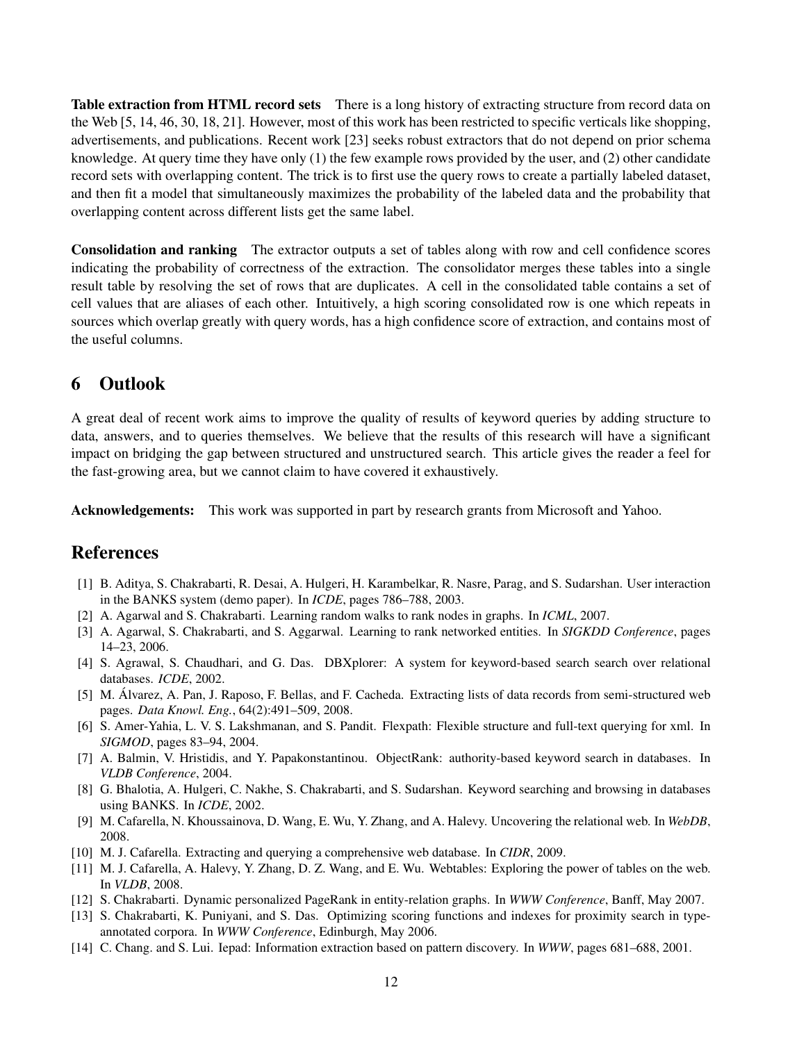**Table extraction from HTML record sets** There is a long history of extracting structure from record data on the Web [5, 14, 46, 30, 18, 21]. However, most of this work has been restricted to specific verticals like shopping, advertisements, and publications. Recent work [23] seeks robust extractors that do not depend on prior schema knowledge. At query time they have only (1) the few example rows provided by the user, and (2) other candidate record sets with overlapping content. The trick is to first use the query rows to create a partially labeled dataset, and then fit a model that simultaneously maximizes the probability of the labeled data and the probability that overlapping content across different lists get the same label.

**Consolidation and ranking** The extractor outputs a set of tables along with row and cell confidence scores indicating the probability of correctness of the extraction. The consolidator merges these tables into a single result table by resolving the set of rows that are duplicates. A cell in the consolidated table contains a set of cell values that are aliases of each other. Intuitively, a high scoring consolidated row is one which repeats in sources which overlap greatly with query words, has a high confidence score of extraction, and contains most of the useful columns.

## 6 Outlook

A great deal of recent work aims to improve the quality of results of keyword queries by adding structure to data, answers, and to queries themselves. We believe that the results of this research will have a significant impact on bridging the gap between structured and unstructured search. This article gives the reader a feel for the fast-growing area, but we cannot claim to have covered it exhaustively.

**Acknowledgements:** This work was supported in part by research grants from Microsoft and Yahoo.

## References

[1] B. Aditya, S. Chakrabarti, R. Desai, A. Hulgeri, H. Karambelkar, R. Nasre, Parag, and S. Sudarshan. User interaction in the BANKS system (demo paper). In *ICDE*, pages 786–788, 2003.

[2] A. Agarwal and S. Chakrabarti. Learning random walks to rank nodes in graphs. In *ICML*, 2007.

[3] A. Agarwal, S. Chakrabarti, and S. Aggarwal. Learning to rank networked entities. In *SIGKDD Conference*, pages 14–23, 2006.

[4] S. Agrawal, S. Chaudhari, and G. Das. DBXplorer: A system for keyword-based search search over relational databases. *ICDE*, 2002.

[5] M. Álvarez, A. Pan, J. Raposo, F. Bellas, and F. Cacheda. Extracting lists of data records from semi-structured web pages. *Data Knowl. Eng.*, 64(2):491–509, 2008.

[6] S. Amer-Yahia, L. V. S. Lakshmanan, and S. Pandit. Flexpath: Flexible structure and full-text querying for xml. In *SIGMOD*, pages 83–94, 2004.

[7] A. Balmin, V. Hristidis, and Y. Papakonstantinou. ObjectRank: authority-based keyword search in databases. In *VLDB Conference*, 2004.

[8] G. Bhalotia, A. Hulgeri, C. Nakhe, S. Chakrabarti, and S. Sudarshan. Keyword searching and browsing in databases using BANKS. In *ICDE*, 2002.

[9] M. Cafarella, N. Khoussainova, D. Wang, E. Wu, Y. Zhang, and A. Halevy. Uncovering the relational web. In *WebDB*, 2008.

[10] M. J. Cafarella. Extracting and querying a comprehensive web database. In *CIDR*, 2009.

[11] M. J. Cafarella, A. Halevy, Y. Zhang, D. Z. Wang, and E. Wu. Webtables: Exploring the power of tables on the web. In *VLDB*, 2008.

[12] S. Chakrabarti. Dynamic personalized PageRank in entity-relation graphs. In *WWW Conference*, Banff, May 2007.

[13] S. Chakrabarti, K. Puniyani, and S. Das. Optimizing scoring functions and indexes for proximity search in type-annotated corpora. In *WWW Conference*, Edinburgh, May 2006.

[14] C. Chang. and S. Lui. Iepad: Information extraction based on pattern discovery. In *WWW*, pages 681–688, 2001.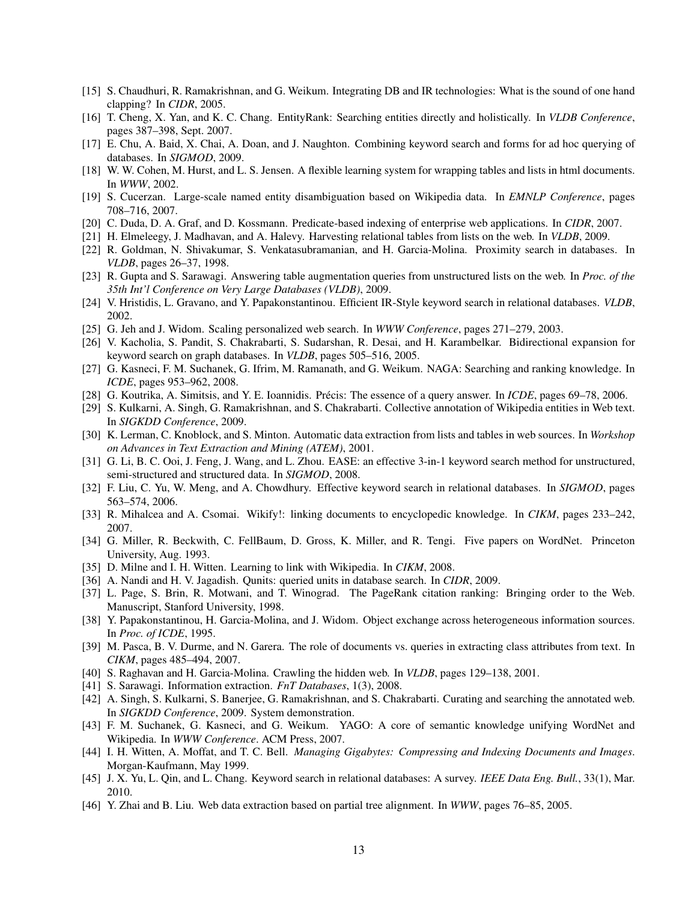[15] S. Chaudhuri, R. Ramakrishnan, and G. Weikum. Integrating DB and IR technologies: What is the sound of one hand clapping? In *CIDR*, 2005.

[16] T. Cheng, X. Yan, and K. C. Chang. EntityRank: Searching entities directly and holistically. In *VLDB Conference*, pages 387–398, Sept. 2007.

[17] E. Chu, A. Baid, X. Chai, A. Doan, and J. Naughton. Combining keyword search and forms for ad hoc querying of databases. In *SIGMOD*, 2009.

[18] W. W. Cohen, M. Hurst, and L. S. Jensen. A flexible learning system for wrapping tables and lists in html documents. In *WWW*, 2002.

[19] S. Cucerzan. Large-scale named entity disambiguation based on Wikipedia data. In *EMNLP Conference*, pages 708–716, 2007.

[20] C. Duda, D. A. Graf, and D. Kossmann. Predicate-based indexing of enterprise web applications. In *CIDR*, 2007.

[21] H. Elmeleegy, J. Madhavan, and A. Halevy. Harvesting relational tables from lists on the web. In *VLDB*, 2009.

[22] R. Goldman, N. Shivakumar, S. Venkatasubramanian, and H. Garcia-Molina. Proximity search in databases. In *VLDB*, pages 26–37, 1998.

[23] R. Gupta and S. Sarawagi. Answering table augmentation queries from unstructured lists on the web. In *Proc. of the 35th Int'l Conference on Very Large Databases (VLDB)*, 2009.

[24] V. Hristidis, L. Gravano, and Y. Papakonstantinou. Efficient IR-Style keyword search in relational databases. *VLDB*, 2002.

[25] G. Jeh and J. Widom. Scaling personalized web search. In *WWW Conference*, pages 271–279, 2003.

[26] V. Kacholia, S. Pandit, S. Chakrabarti, S. Sudarshan, R. Desai, and H. Karambelkar. Bidirectional expansion for keyword search on graph databases. In *VLDB*, pages 505–516, 2005.

[27] G. Kasneci, F. M. Suchanek, G. Ifrim, M. Ramanath, and G. Weikum. NAGA: Searching and ranking knowledge. In *ICDE*, pages 953–962, 2008.

[28] G. Koutrika, A. Simitsis, and Y. E. Ioannidis. Précis: The essence of a query answer. In *ICDE*, pages 69–78, 2006.

[29] S. Kulkarni, A. Singh, G. Ramakrishnan, and S. Chakrabarti. Collective annotation of Wikipedia entities in Web text. In *SIGKDD Conference*, 2009.

[30] K. Lerman, C. Knoblock, and S. Minton. Automatic data extraction from lists and tables in web sources. In *Workshop on Advances in Text Extraction and Mining (ATEM)*, 2001.

[31] G. Li, B. C. Ooi, J. Feng, J. Wang, and L. Zhou. EASE: an effective 3-in-1 keyword search method for unstructured, semi-structured and structured data. In *SIGMOD*, 2008.

[32] F. Liu, C. Yu, W. Meng, and A. Chowdhury. Effective keyword search in relational databases. In *SIGMOD*, pages 563–574, 2006.

[33] R. Mihalcea and A. Csomai. Wikify!: linking documents to encyclopedic knowledge. In *CIKM*, pages 233–242, 2007.

[34] G. Miller, R. Beckwith, C. FellBaum, D. Gross, K. Miller, and R. Tengi. Five papers on WordNet. Princeton University, Aug. 1993.

[35] D. Milne and I. H. Witten. Learning to link with Wikipedia. In *CIKM*, 2008.

[36] A. Nandi and H. V. Jagadish. Qunits: queried units in database search. In *CIDR*, 2009.

[37] L. Page, S. Brin, R. Motwani, and T. Winograd. The PageRank citation ranking: Bringing order to the Web. Manuscript, Stanford University, 1998.

[38] Y. Papakonstantinou, H. Garcia-Molina, and J. Widom. Object exchange across heterogeneous information sources. In *Proc. of ICDE*, 1995.

[39] M. Pasca, B. V. Durme, and N. Garera. The role of documents vs. queries in extracting class attributes from text. In *CIKM*, pages 485–494, 2007.

[40] S. Raghavan and H. Garcia-Molina. Crawling the hidden web. In *VLDB*, pages 129–138, 2001.

[41] S. Sarawagi. Information extraction. *FnT Databases*, 1(3), 2008.

[42] A. Singh, S. Kulkarni, S. Banerjee, G. Ramakrishnan, and S. Chakrabarti. Curating and searching the annotated web. In *SIGKDD Conference*, 2009. System demonstration.

[43] F. M. Suchanek, G. Kasneci, and G. Weikum. YAGO: A core of semantic knowledge unifying WordNet and Wikipedia. In *WWW Conference*. ACM Press, 2007.

[44] I. H. Witten, A. Moffat, and T. C. Bell. *Managing Gigabytes: Compressing and Indexing Documents and Images*. Morgan-Kaufmann, May 1999.

[45] J. X. Yu, L. Qin, and L. Chang. Keyword search in relational databases: A survey. *IEEE Data Eng. Bull.*, 33(1), Mar. 2010.

[46] Y. Zhai and B. Liu. Web data extraction based on partial tree alignment. In *WWW*, pages 76–85, 2005.